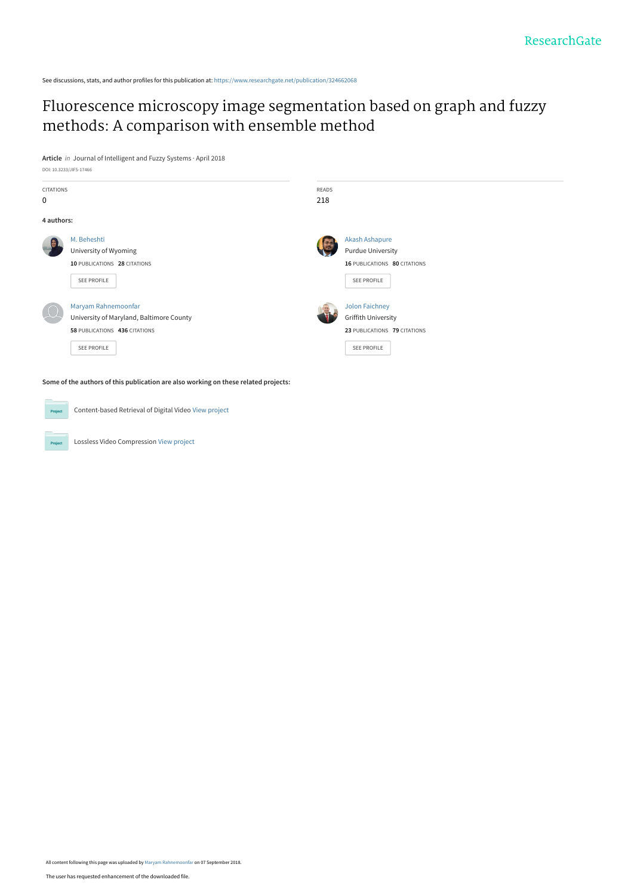See discussions, stats, and author profiles for this publication at: https://www.researchgate.net/publication/324662068

# Fluorescence microscopy image segmentation based on graph and fuzzy methods: A comparison with ensemble method

**Article** *in* Journal of Intelligent and Fuzzy Systems · April 2018

DOI: 10.3233/JIFS-17466

| CITATIONS | READS |
| --- | --- |
| 0 | 218 |

**4 authors:**

**M. Beheshti**
University of Wyoming
10 PUBLICATIONS 28 CITATIONS
SEE PROFILE

**Akash Ashapure**
Purdue University
16 PUBLICATIONS 80 CITATIONS
SEE PROFILE

**Maryam Rahnemoonfar**
University of Maryland, Baltimore County
58 PUBLICATIONS 436 CITATIONS
SEE PROFILE

**Jolon Faichney**
Griffith University
23 PUBLICATIONS 79 CITATIONS
SEE PROFILE

**Some of the authors of this publication are also working on these related projects:**

- Content-based Retrieval of Digital Video View project
- Lossless Video Compression View project

All content following this page was uploaded by Maryam Rahnemoonfar on 07 September 2018.

The user has requested enhancement of the downloaded file.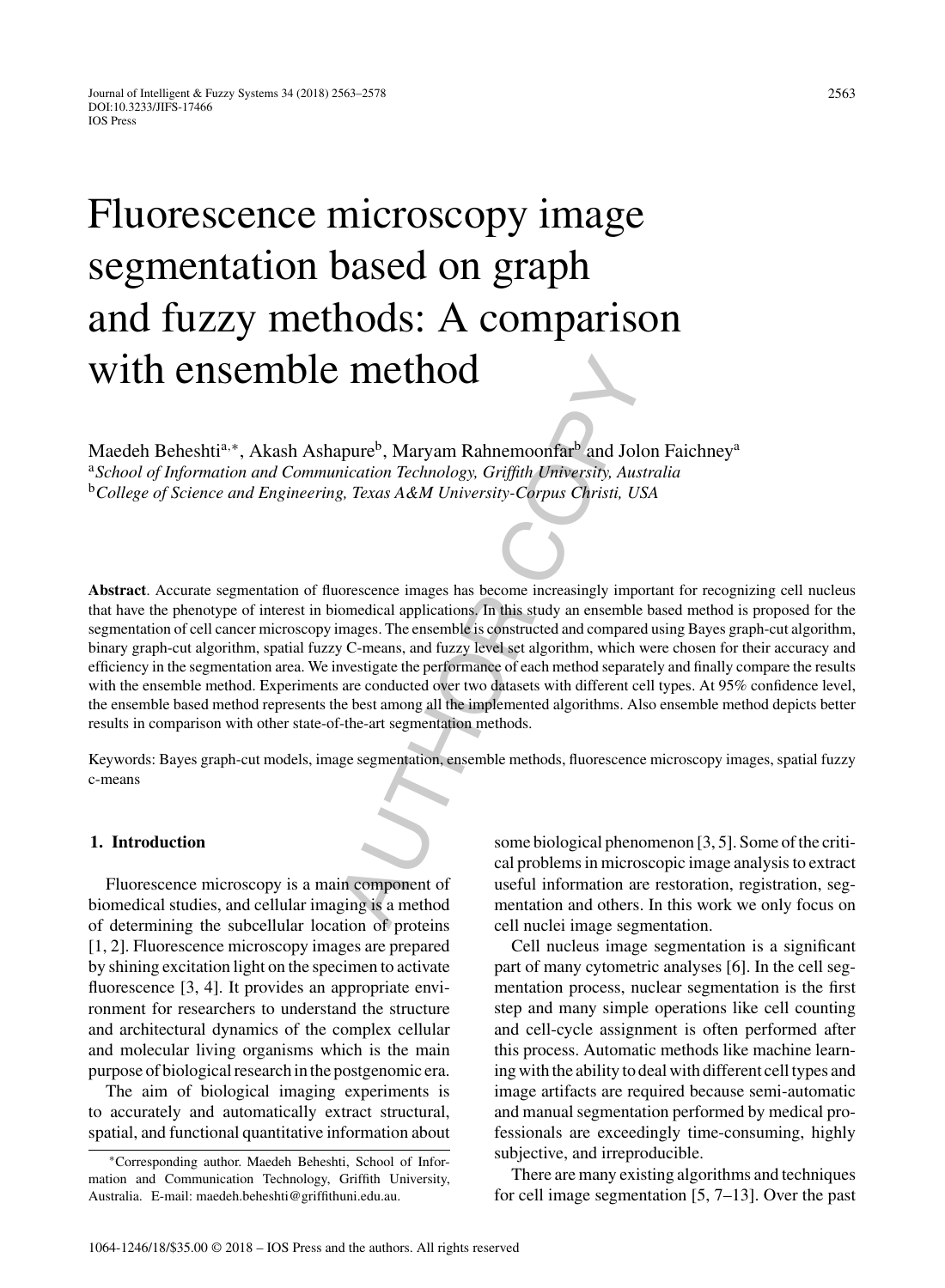# Fluorescence microscopy image segmentation based on graph and fuzzy methods: A comparison with ensemble method

Maedeh Beheshti[a,*], Akash Ashapure[b], Maryam Rahnemoonfar[b] and Jolon Faichney[a]

[a]*School of Information and Communication Technology, Griffith University, Australia*
[b]*College of Science and Engineering, Texas A&M University-Corpus Christi, USA*

**Abstract**. Accurate segmentation of fluorescence images has become increasingly important for recognizing cell nucleus that have the phenotype of interest in biomedical applications. In this study an ensemble based method is proposed for the segmentation of cell cancer microscopy images. The ensemble is constructed and compared using Bayes graph-cut algorithm, binary graph-cut algorithm, spatial fuzzy C-means, and fuzzy level set algorithm, which were chosen for their accuracy and efficiency in the segmentation area. We investigate the performance of each method separately and finally compare the results with the ensemble method. Experiments are conducted over two datasets with different cell types. At 95% confidence level, the ensemble based method represents the best among all the implemented algorithms. Also ensemble method depicts better results in comparison with other state-of-the-art segmentation methods.

Keywords: Bayes graph-cut models, image segmentation, ensemble methods, fluorescence microscopy images, spatial fuzzy c-means

## 1. Introduction

Fluorescence microscopy is a main component of biomedical studies, and cellular imaging is a method of determining the subcellular location of proteins [1, 2]. Fluorescence microscopy images are prepared by shining excitation light on the specimen to activate fluorescence [3, 4]. It provides an appropriate environment for researchers to understand the structure and architectural dynamics of the complex cellular and molecular living organisms which is the main purpose of biological research in the postgenomic era.

The aim of biological imaging experiments is to accurately and automatically extract structural, spatial, and functional quantitative information about some biological phenomenon [3, 5]. Some of the critical problems in microscopic image analysis to extract useful information are restoration, registration, segmentation and others. In this work we only focus on cell nuclei image segmentation.

Cell nucleus image segmentation is a significant part of many cytometric analyses [6]. In the cell segmentation process, nuclear segmentation is the first step and many simple operations like cell counting and cell-cycle assignment is often performed after this process. Automatic methods like machine learning with the ability to deal with different cell types and image artifacts are required because semi-automatic and manual segmentation performed by medical professionals are exceedingly time-consuming, highly subjective, and irreproducible.

There are many existing algorithms and techniques for cell image segmentation [5, 7–13]. Over the past

*Corresponding author. Maedeh Beheshti, School of Information and Communication Technology, Griffith University, Australia. E-mail: maedeh.beheshti@griffithuni.edu.au.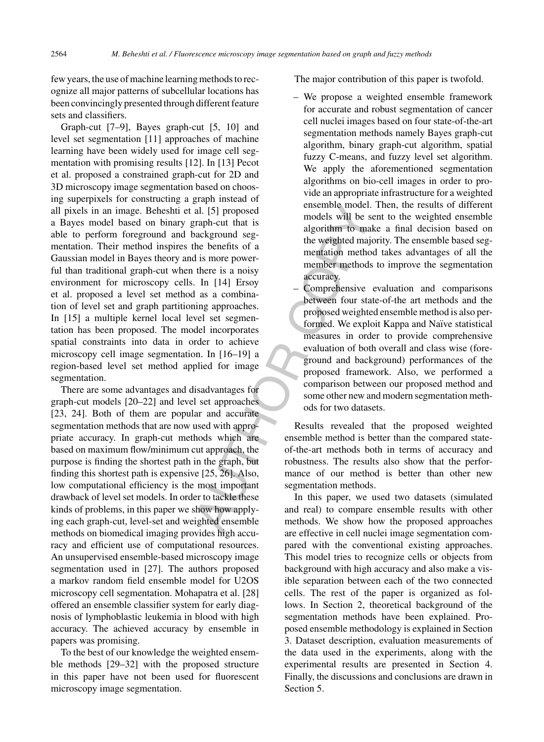few years, the use of machine learning methods to recognize all major patterns of subcellular locations has been convincingly presented through different feature sets and classifiers.

Graph-cut [7–9], Bayes graph-cut [5, 10] and level set segmentation [11] approaches of machine learning have been widely used for image cell segmentation with promising results [12]. In [13] Pecot et al. proposed a constrained graph-cut for 2D and 3D microscopy image segmentation based on choosing superpixels for constructing a graph instead of all pixels in an image. Beheshti et al. [5] proposed a Bayes model based on binary graph-cut that is able to perform foreground and background segmentation. Their method inspires the benefits of a Gaussian model in Bayes theory and is more powerful than traditional graph-cut when there is a noisy environment for microscopy cells. In [14] Ersoy et al. proposed a level set method as a combination of level set and graph partitioning approaches. In [15] a multiple kernel local level set segmentation has been proposed. The model incorporates spatial constraints into data in order to achieve microscopy cell image segmentation. In [16–19] a region-based level set method applied for image segmentation.

There are some advantages and disadvantages for graph-cut models [20–22] and level set approaches [23, 24]. Both of them are popular and accurate segmentation methods that are now used with appropriate accuracy. In graph-cut methods which are based on maximum flow/minimum cut approach, the purpose is finding the shortest path in the graph, but finding this shortest path is expensive [25, 26]. Also, low computational efficiency is the most important drawback of level set models. In order to tackle these kinds of problems, in this paper we show how applying each graph-cut, level-set and weighted ensemble methods on biomedical imaging provides high accuracy and efficient use of computational resources. An unsupervised ensemble-based microscopy image segmentation used in [27]. The authors proposed a markov random field ensemble model for U2OS microscopy cell segmentation. Mohapatra et al. [28] offered an ensemble classifier system for early diagnosis of lymphoblastic leukemia in blood with high accuracy. The achieved accuracy by ensemble in papers was promising.

To the best of our knowledge the weighted ensemble methods [29–32] with the proposed structure in this paper have not been used for fluorescent microscopy image segmentation.

The major contribution of this paper is twofold.

- We propose a weighted ensemble framework for accurate and robust segmentation of cancer cell nuclei images based on four state-of-the-art segmentation methods namely Bayes graph-cut algorithm, binary graph-cut algorithm, spatial fuzzy C-means, and fuzzy level set algorithm. We apply the aforementioned segmentation algorithms on bio-cell images in order to provide an appropriate infrastructure for a weighted ensemble model. Then, the results of different models will be sent to the weighted ensemble algorithm to make a final decision based on the weighted majority. The ensemble based segmentation method takes advantages of all the member methods to improve the segmentation accuracy.
- Comprehensive evaluation and comparisons between four state-of-the art methods and the proposed weighted ensemble method is also performed. We exploit Kappa and Naïve statistical measures in order to provide comprehensive evaluation of both overall and class wise (foreground and background) performances of the proposed framework. Also, we performed a comparison between our proposed method and some other new and modern segmentation methods for two datasets.

Results revealed that the proposed weighted ensemble method is better than the compared state-of-the-art methods both in terms of accuracy and robustness. The results also show that the performance of our method is better than other new segmentation methods.

In this paper, we used two datasets (simulated and real) to compare ensemble results with other methods. We show how the proposed approaches are effective in cell nuclei image segmentation compared with the conventional existing approaches. This model tries to recognize cells or objects from background with high accuracy and also make a visible separation between each of the two connected cells. The rest of the paper is organized as follows. In Section 2, theoretical background of the segmentation methods have been explained. Proposed ensemble methodology is explained in Section 3. Dataset description, evaluation measurements of the data used in the experiments, along with the experimental results are presented in Section 4. Finally, the discussions and conclusions are drawn in Section 5.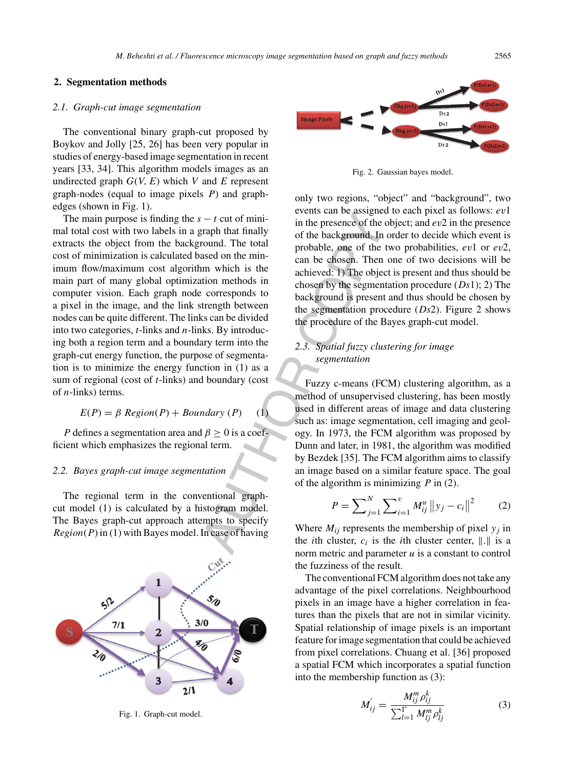## 2. Segmentation methods

### 2.1. Graph-cut image segmentation

The conventional binary graph-cut proposed by Boykov and Jolly [25, 26] has been very popular in studies of energy-based image segmentation in recent years [33, 34]. This algorithm models images as an undirected graph $G(V, E)$ which $V$ and $E$ represent graph-nodes (equal to image pixels $P$) and graph-edges (shown in Fig. 1).

The main purpose is finding the $s - t$ cut of minimal total cost with two labels in a graph that finally extracts the object from the background. The total cost of minimization is calculated based on the minimum flow/maximum cost algorithm which is the main part of many global optimization methods in computer vision. Each graph node corresponds to a pixel in the image, and the link strength between nodes can be quite different. The links can be divided into two categories, $t$-links and $n$-links. By introducing both a region term and a boundary term into the graph-cut energy function, the purpose of segmentation is to minimize the energy function in (1) as a sum of regional (cost of $t$-links) and boundary (cost of $n$-links) terms.

$$E(P) = \beta \; Region(P) + Boundary\;(P) \qquad (1)$$

$P$ defines a segmentation area and $\beta \geq 0$ is a coefficient which emphasizes the regional term.

### 2.2. Bayes graph-cut image segmentation

The regional term in the conventional graph-cut model (1) is calculated by a histogram model. The Bayes graph-cut approach attempts to specify $Region(P)$ in (1) with Bayes model. In case of having only two regions, "object" and "background", two events can be assigned to each pixel as follows: $ev1$ in the presence of the object; and $ev2$ in the presence of the background. In order to decide which event is probable, one of the two probabilities, $ev1$ or $ev2$, can be chosen. Then one of two decisions will be achieved: 1) The object is present and thus should be chosen by the segmentation procedure ($Ds1$); 2) The background is present and thus should be chosen by the segmentation procedure ($Ds2$). Figure 2 shows the procedure of the Bayes graph-cut model.

Fig. 1. Graph-cut model.

Fig. 2. Gaussian bayes model.

### 2.3. Spatial fuzzy clustering for image segmentation

Fuzzy c-means (FCM) clustering algorithm, as a method of unsupervised clustering, has been mostly used in different areas of image and data clustering such as: image segmentation, cell imaging and geology. In 1973, the FCM algorithm was proposed by Dunn and later, in 1981, the algorithm was modified by Bezdek [35]. The FCM algorithm aims to classify an image based on a similar feature space. The goal of the algorithm is minimizing $P$ in (2).

$$P = \sum_{j=1}^{N} \sum_{i=1}^{v} M_{ij}^{u} \left\| y_j - c_i \right\|^2 \qquad (2)$$

Where $M_{ij}$ represents the membership of pixel $y_j$ in the $i$th cluster, $c_i$ is the $i$th cluster center, $\|.\|$ is a norm metric and parameter $u$ is a constant to control the fuzziness of the result.

The conventional FCM algorithm does not take any advantage of the pixel correlations. Neighbourhood pixels in an image have a higher correlation in features than the pixels that are not in similar vicinity. Spatial relationship of image pixels is an important feature for image segmentation that could be achieved from pixel correlations. Chuang et al. [36] proposed a spatial FCM which incorporates a spatial function into the membership function as (3):

$$M'_{ij} = \frac{M_{ij}^{m} \rho_{ij}^{k}}{\sum_{l=1}^{\Gamma} M_{lj}^{m} \rho_{lj}^{k}} \qquad (3)$$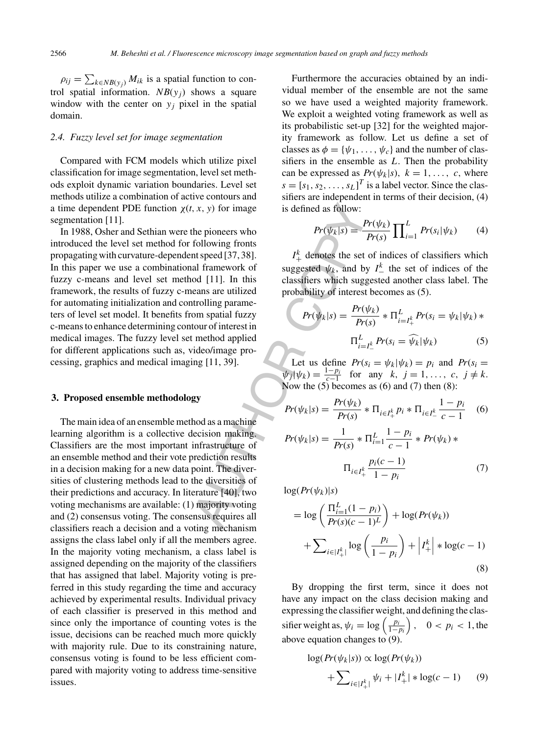$\rho_{ij} = \sum_{k \in NB(y_j)} M_{ik}$ is a spatial function to control spatial information. $NB(y_j)$ shows a square window with the center on $y_j$ pixel in the spatial domain.

### 2.4. Fuzzy level set for image segmentation

Compared with FCM models which utilize pixel classification for image segmentation, level set methods exploit dynamic variation boundaries. Level set methods utilize a combination of active contours and a time dependent PDE function $\chi(t, x, y)$ for image segmentation [11].

In 1988, Osher and Sethian were the pioneers who introduced the level set method for following fronts propagating with curvature-dependent speed [37, 38]. In this paper we use a combinational framework of fuzzy c-means and level set method [11]. In this framework, the results of fuzzy c-means are utilized for automating initialization and controlling parameters of level set model. It benefits from spatial fuzzy c-means to enhance determining contour of interest in medical images. The fuzzy level set method applied for different applications such as, video/image processing, graphics and medical imaging [11, 39].

## 3. Proposed ensemble methodology

The main idea of an ensemble method as a machine learning algorithm is a collective decision making. Classifiers are the most important infrastructure of an ensemble method and their vote prediction results in a decision making for a new data point. The diversities of clustering methods lead to the diversities of their predictions and accuracy. In literature [40], two voting mechanisms are available: (1) majority voting and (2) consensus voting. The consensus requires all classifiers reach a decision and a voting mechanism assigns the class label only if all the members agree. In the majority voting mechanism, a class label is assigned depending on the majority of the classifiers that has assigned that label. Majority voting is preferred in this study regarding the time and accuracy achieved by experimental results. Individual privacy of each classifier is preserved in this method and since only the importance of counting votes is the issue, decisions can be reached much more quickly with majority rule. Due to its constraining nature, consensus voting is found to be less efficient compared with majority voting to address time-sensitive issues.

Furthermore the accuracies obtained by an individual member of the ensemble are not the same so we have used a weighted majority framework. We exploit a weighted voting framework as well as its probabilistic set-up [32] for the weighted majority framework as follow. Let us define a set of classes as $\phi = \{\psi_1, \ldots, \psi_c\}$ and the number of classifiers in the ensemble as $L$. Then the probability can be expressed as $Pr(\psi_k|s),\ k = 1, \ldots, c$, where $s = [s_1, s_2, \ldots, s_L]^T$ is a label vector. Since the classifiers are independent in terms of their decision, (4) is defined as follow:

$$Pr(\psi_k|s) = \frac{Pr(\psi_k)}{Pr(s)} \prod_{i=1}^{L} Pr(s_i|\psi_k) \qquad (4)$$

$I_+^k$ denotes the set of indices of classifiers which suggested $\psi_k$, and by $I_-^k$ the set of indices of the classifiers which suggested another class label. The probability of interest becomes as (5).

$$Pr(\psi_k|s) = \frac{Pr(\psi_k)}{Pr(s)} * \Pi_{i=I_+^k}^{L} Pr(s_i = \psi_k|\psi_k) * \Pi_{i=I_-^k}^{L} Pr(s_i = \widehat{\psi_k}|\psi_k) \qquad (5)$$

Let us define $Pr(s_i = \psi_k|\psi_k) = p_i$ and $Pr(s_i = \psi_j|\psi_k) = \frac{1-p_i}{c-1}$ for any $k,\ j = 1, \ldots, c,\ j \neq k$. Now the (5) becomes as (6) and (7) then (8):

$$Pr(\psi_k|s) = \frac{Pr(\psi_k)}{Pr(s)} * \Pi_{i \in I_+^k} p_i * \Pi_{i \in I_-^k} \frac{1-p_i}{c-1} \qquad (6)$$

$$Pr(\psi_k|s) = \frac{1}{Pr(s)} * \Pi_{i=1}^{L} \frac{1-p_i}{c-1} * Pr(\psi_k) * \Pi_{i \in I_+^k} \frac{p_i(c-1)}{1-p_i} \qquad (7)$$

$$\log(Pr(\psi_k)|s) = \log\left(\frac{\Pi_{i=1}^{L}(1-p_i)}{Pr(s)(c-1)^L}\right) + \log(Pr(\psi_k)) + \sum_{i \in |I_+^k|} \log\left(\frac{p_i}{1-p_i}\right) + \left|I_+^k\right| * \log(c-1) \qquad (8)$$

By dropping the first term, since it does not have any impact on the class decision making and expressing the classifier weight, and defining the classifier weight as, $\psi_i = \log\left(\frac{p_i}{1-p_i}\right),\quad 0 < p_i < 1$, the above equation changes to (9).

$$\log(Pr(\psi_k|s)) \propto \log(Pr(\psi_k)) + \sum_{i \in |I_+^k|} \psi_i + |I_+^k| * \log(c-1) \qquad (9)$$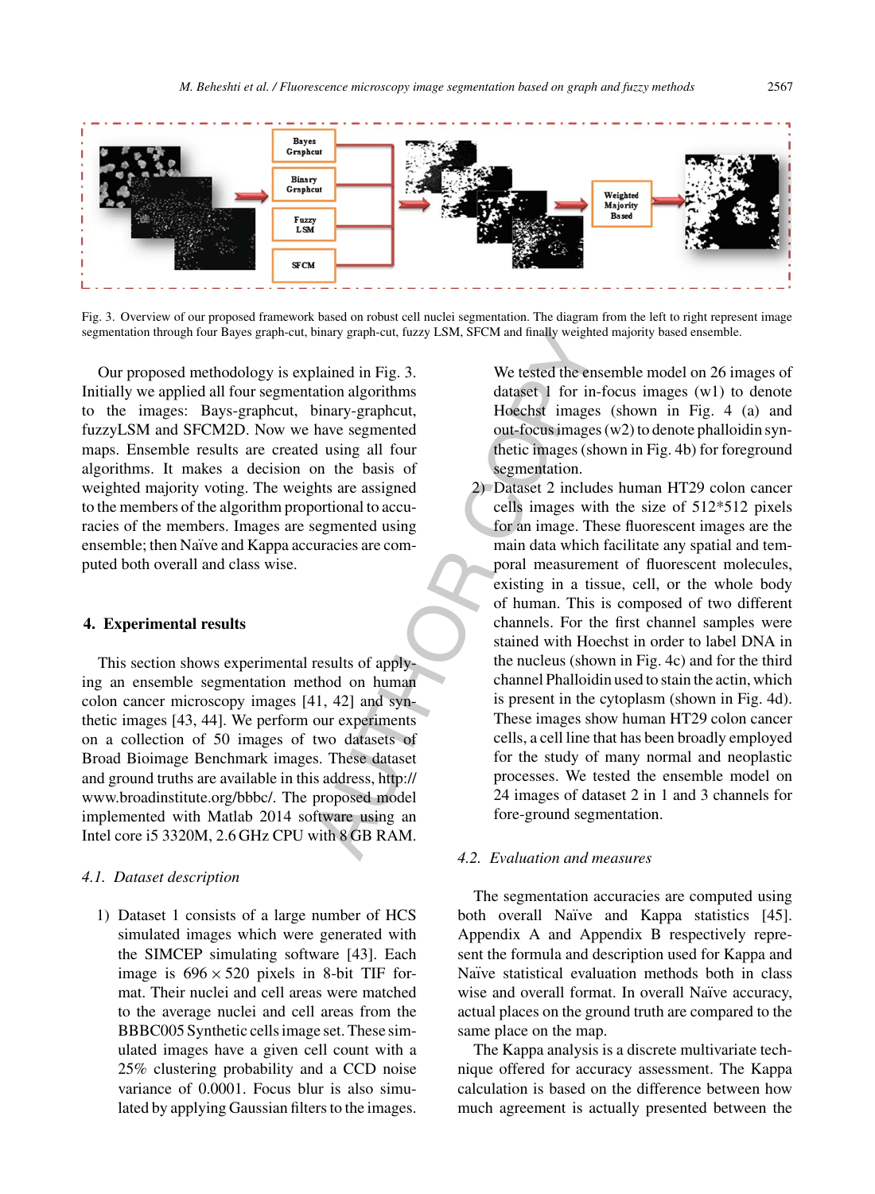Fig. 3. Overview of our proposed framework based on robust cell nuclei segmentation. The diagram from the left to right represent image segmentation through four Bayes graph-cut, binary graph-cut, fuzzy LSM, SFCM and finally weighted majority based ensemble.

Our proposed methodology is explained in Fig. 3. Initially we applied all four segmentation algorithms to the images: Bays-graphcut, binary-graphcut, fuzzyLSM and SFCM2D. Now we have segmented maps. Ensemble results are created using all four algorithms. It makes a decision on the basis of weighted majority voting. The weights are assigned to the members of the algorithm proportional to accuracies of the members. Images are segmented using ensemble; then Naïve and Kappa accuracies are computed both overall and class wise.

## 4. Experimental results

This section shows experimental results of applying an ensemble segmentation method on human colon cancer microscopy images [41, 42] and synthetic images [43, 44]. We perform our experiments on a collection of 50 images of two datasets of Broad Bioimage Benchmark images. These dataset and ground truths are available in this address, http://www.broadinstitute.org/bbbc/. The proposed model implemented with Matlab 2014 software using an Intel core i5 3320M, 2.6 GHz CPU with 8 GB RAM.

### 4.1. Dataset description

1) Dataset 1 consists of a large number of HCS simulated images which were generated with the SIMCEP simulating software [43]. Each image is $696 \times 520$ pixels in 8-bit TIF format. Their nuclei and cell areas were matched to the average nuclei and cell areas from the BBBC005 Synthetic cells image set. These simulated images have a given cell count with a 25% clustering probability and a CCD noise variance of 0.0001. Focus blur is also simulated by applying Gaussian filters to the images. We tested the ensemble model on 26 images of dataset 1 for in-focus images (w1) to denote Hoechst images (shown in Fig. 4 (a) and out-focus images (w2) to denote phalloidin synthetic images (shown in Fig. 4b) for foreground segmentation.
2) Dataset 2 includes human HT29 colon cancer cells images with the size of 512*512 pixels for an image. These fluorescent images are the main data which facilitate any spatial and temporal measurement of fluorescent molecules, existing in a tissue, cell, or the whole body of human. This is composed of two different channels. For the first channel samples were stained with Hoechst in order to label DNA in the nucleus (shown in Fig. 4c) and for the third channel Phalloidin used to stain the actin, which is present in the cytoplasm (shown in Fig. 4d). These images show human HT29 colon cancer cells, a cell line that has been broadly employed for the study of many normal and neoplastic processes. We tested the ensemble model on 24 images of dataset 2 in 1 and 3 channels for fore-ground segmentation.

### 4.2. Evaluation and measures

The segmentation accuracies are computed using both overall Naïve and Kappa statistics [45]. Appendix A and Appendix B respectively represent the formula and description used for Kappa and Naïve statistical evaluation methods both in class wise and overall format. In overall Naïve accuracy, actual places on the ground truth are compared to the same place on the map.

The Kappa analysis is a discrete multivariate technique offered for accuracy assessment. The Kappa calculation is based on the difference between how much agreement is actually presented between the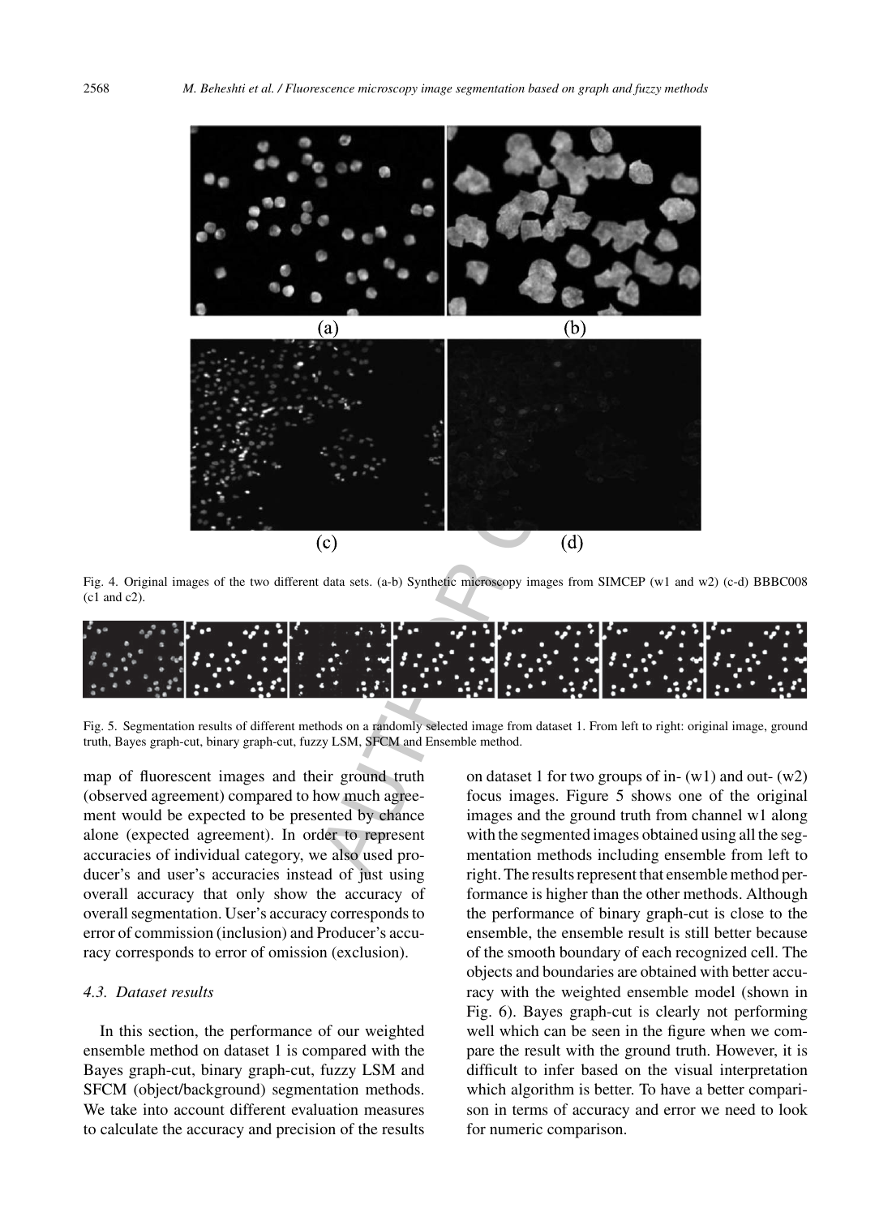Fig. 4. Original images of the two different data sets. (a-b) Synthetic microscopy images from SIMCEP (w1 and w2) (c-d) BBBC008 (c1 and c2).

Fig. 5. Segmentation results of different methods on a randomly selected image from dataset 1. From left to right: original image, ground truth, Bayes graph-cut, binary graph-cut, fuzzy LSM, SFCM and Ensemble method.

map of fluorescent images and their ground truth (observed agreement) compared to how much agreement would be expected to be presented by chance alone (expected agreement). In order to represent accuracies of individual category, we also used producer's and user's accuracies instead of just using overall accuracy that only show the accuracy of overall segmentation. User's accuracy corresponds to error of commission (inclusion) and Producer's accuracy corresponds to error of omission (exclusion).

### 4.3. Dataset results

In this section, the performance of our weighted ensemble method on dataset 1 is compared with the Bayes graph-cut, binary graph-cut, fuzzy LSM and SFCM (object/background) segmentation methods. We take into account different evaluation measures to calculate the accuracy and precision of the results on dataset 1 for two groups of in- (w1) and out- (w2) focus images. Figure 5 shows one of the original images and the ground truth from channel w1 along with the segmented images obtained using all the segmentation methods including ensemble from left to right. The results represent that ensemble method performance is higher than the other methods. Although the performance of binary graph-cut is close to the ensemble, the ensemble result is still better because of the smooth boundary of each recognized cell. The objects and boundaries are obtained with better accuracy with the weighted ensemble model (shown in Fig. 6). Bayes graph-cut is clearly not performing well which can be seen in the figure when we compare the result with the ground truth. However, it is difficult to infer based on the visual interpretation which algorithm is better. To have a better comparison in terms of accuracy and error we need to look for numeric comparison.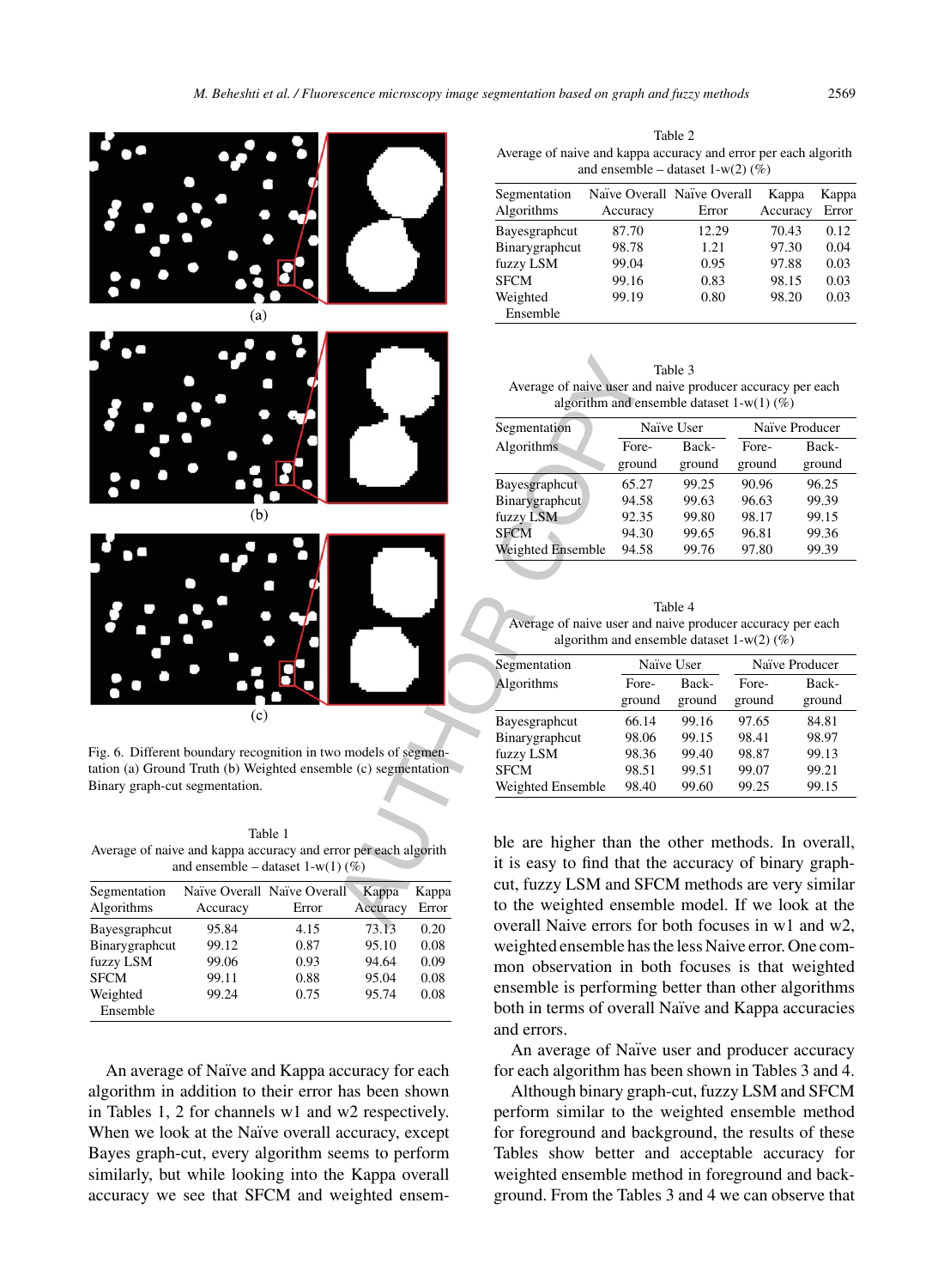Fig. 6. Different boundary recognition in two models of segmentation (a) Ground Truth (b) Weighted ensemble (c) segmentation Binary graph-cut segmentation.

Table 1
Average of naive and kappa accuracy and error per each algorith and ensemble – dataset 1-w(1) (%)

| Segmentation Algorithms | Naïve Overall Accuracy | Naïve Overall Error | Kappa Accuracy | Kappa Error |
|---|---|---|---|---|
| Bayesgraphcut | 95.84 | 4.15 | 73.13 | 0.20 |
| Binarygraphcut | 99.12 | 0.87 | 95.10 | 0.08 |
| fuzzy LSM | 99.06 | 0.93 | 94.64 | 0.09 |
| SFCM | 99.11 | 0.88 | 95.04 | 0.08 |
| Weighted Ensemble | 99.24 | 0.75 | 95.74 | 0.08 |

An average of Naïve and Kappa accuracy for each algorithm in addition to their error has been shown in Tables 1, 2 for channels w1 and w2 respectively. When we look at the Naïve overall accuracy, except Bayes graph-cut, every algorithm seems to perform similarly, but while looking into the Kappa overall accuracy we see that SFCM and weighted ensemble are higher than the other methods. In overall, it is easy to find that the accuracy of binary graph-cut, fuzzy LSM and SFCM methods are very similar to the weighted ensemble model. If we look at the overall Naive errors for both focuses in w1 and w2, weighted ensemble has the less Naive error. One common observation in both focuses is that weighted ensemble is performing better than other algorithms both in terms of overall Naïve and Kappa accuracies and errors.

Table 2
Average of naive and kappa accuracy and error per each algorith and ensemble – dataset 1-w(2) (%)

| Segmentation Algorithms | Naïve Overall Accuracy | Naïve Overall Error | Kappa Accuracy | Kappa Error |
|---|---|---|---|---|
| Bayesgraphcut | 87.70 | 12.29 | 70.43 | 0.12 |
| Binarygraphcut | 98.78 | 1.21 | 97.30 | 0.04 |
| fuzzy LSM | 99.04 | 0.95 | 97.88 | 0.03 |
| SFCM | 99.16 | 0.83 | 98.15 | 0.03 |
| Weighted Ensemble | 99.19 | 0.80 | 98.20 | 0.03 |

Table 3
Average of naive user and naive producer accuracy per each algorithm and ensemble dataset 1-w(1) (%)

| Segmentation Algorithms | Naïve User | | Naïve Producer | |
|---|---|---|---|---|
| | Fore-ground | Back-ground | Fore-ground | Back-ground |
| Bayesgraphcut | 65.27 | 99.25 | 90.96 | 96.25 |
| Binarygraphcut | 94.58 | 99.63 | 96.63 | 99.39 |
| fuzzy LSM | 92.35 | 99.80 | 98.17 | 99.15 |
| SFCM | 94.30 | 99.65 | 96.81 | 99.36 |
| Weighted Ensemble | 94.58 | 99.76 | 97.80 | 99.39 |

Table 4
Average of naive user and naive producer accuracy per each algorithm and ensemble dataset 1-w(2) (%)

| Segmentation Algorithms | Naïve User | | Naïve Producer | |
|---|---|---|---|---|
| | Fore-ground | Back-ground | Fore-ground | Back-ground |
| Bayesgraphcut | 66.14 | 99.16 | 97.65 | 84.81 |
| Binarygraphcut | 98.06 | 99.15 | 98.41 | 98.97 |
| fuzzy LSM | 98.36 | 99.40 | 98.87 | 99.13 |
| SFCM | 98.51 | 99.51 | 99.07 | 99.21 |
| Weighted Ensemble | 98.40 | 99.60 | 99.25 | 99.15 |

An average of Naïve user and producer accuracy for each algorithm has been shown in Tables 3 and 4.

Although binary graph-cut, fuzzy LSM and SFCM perform similar to the weighted ensemble method for foreground and background, the results of these Tables show better and acceptable accuracy for weighted ensemble method in foreground and background. From the Tables 3 and 4 we can observe that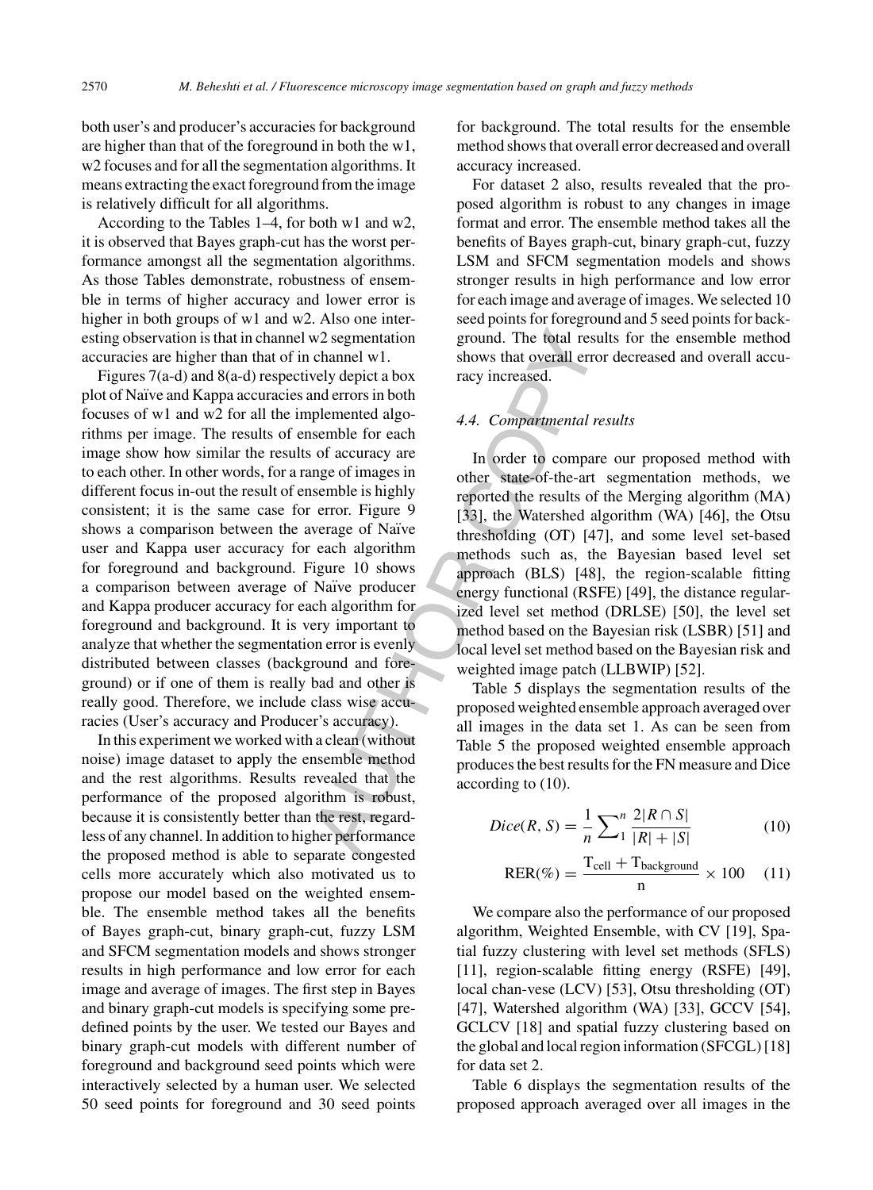both user's and producer's accuracies for background are higher than that of the foreground in both the w1, w2 focuses and for all the segmentation algorithms. It means extracting the exact foreground from the image is relatively difficult for all algorithms.

According to the Tables 1–4, for both w1 and w2, it is observed that Bayes graph-cut has the worst performance amongst all the segmentation algorithms. As those Tables demonstrate, robustness of ensemble in terms of higher accuracy and lower error is higher in both groups of w1 and w2. Also one interesting observation is that in channel w2 segmentation accuracies are higher than that of in channel w1.

Figures 7(a-d) and 8(a-d) respectively depict a box plot of Naïve and Kappa accuracies and errors in both focuses of w1 and w2 for all the implemented algorithms per image. The results of ensemble for each image show how similar the results of accuracy are to each other. In other words, for a range of images in different focus in-out the result of ensemble is highly consistent; it is the same case for error. Figure 9 shows a comparison between the average of Naïve user and Kappa user accuracy for each algorithm for foreground and background. Figure 10 shows a comparison between average of Naïve producer and Kappa producer accuracy for each algorithm for foreground and background. It is very important to analyze that whether the segmentation error is evenly distributed between classes (background and foreground) or if one of them is really bad and other is really good. Therefore, we include class wise accuracies (User's accuracy and Producer's accuracy).

In this experiment we worked with a clean (without noise) image dataset to apply the ensemble method and the rest algorithms. Results revealed that the performance of the proposed algorithm is robust, because it is consistently better than the rest, regardless of any channel. In addition to higher performance the proposed method is able to separate congested cells more accurately which also motivated us to propose our model based on the weighted ensemble. The ensemble method takes all the benefits of Bayes graph-cut, binary graph-cut, fuzzy LSM and SFCM segmentation models and shows stronger results in high performance and low error for each image and average of images. The first step in Bayes and binary graph-cut models is specifying some predefined points by the user. We tested our Bayes and binary graph-cut models with different number of foreground and background seed points which were interactively selected by a human user. We selected 50 seed points for foreground and 30 seed points for background. The total results for the ensemble method shows that overall error decreased and overall accuracy increased.

For dataset 2 also, results revealed that the proposed algorithm is robust to any changes in image format and error. The ensemble method takes all the benefits of Bayes graph-cut, binary graph-cut, fuzzy LSM and SFCM segmentation models and shows stronger results in high performance and low error for each image and average of images. We selected 10 seed points for foreground and 5 seed points for background. The total results for the ensemble method shows that overall error decreased and overall accuracy increased.

### *4.4. Compartmental results*

In order to compare our proposed method with other state-of-the-art segmentation methods, we reported the results of the Merging algorithm (MA) [33], the Watershed algorithm (WA) [46], the Otsu thresholding (OT) [47], and some level set-based methods such as, the Bayesian based level set approach (BLS) [48], the region-scalable fitting energy functional (RSFE) [49], the distance regularized level set method (DRLSE) [50], the level set method based on the Bayesian risk (LSBR) [51] and local level set method based on the Bayesian risk and weighted image patch (LLBWIP) [52].

Table 5 displays the segmentation results of the proposed weighted ensemble approach averaged over all images in the data set 1. As can be seen from Table 5 the proposed weighted ensemble approach produces the best results for the FN measure and Dice according to (10).

$$Dice(R, S) = \frac{1}{n}\sum\nolimits_{1}^{n} \frac{2|R \cap S|}{|R| + |S|} \tag{10}$$

$$\mathrm{RER}(\%) = \frac{\mathrm{T_{cell}} + \mathrm{T_{background}}}{\mathrm{n}} \times 100 \tag{11}$$

We compare also the performance of our proposed algorithm, Weighted Ensemble, with CV [19], Spatial fuzzy clustering with level set methods (SFLS) [11], region-scalable fitting energy (RSFE) [49], local chan-vese (LCV) [53], Otsu thresholding (OT) [47], Watershed algorithm (WA) [33], GCCV [54], GCLCV [18] and spatial fuzzy clustering based on the global and local region information (SFCGL) [18] for data set 2.

Table 6 displays the segmentation results of the proposed approach averaged over all images in the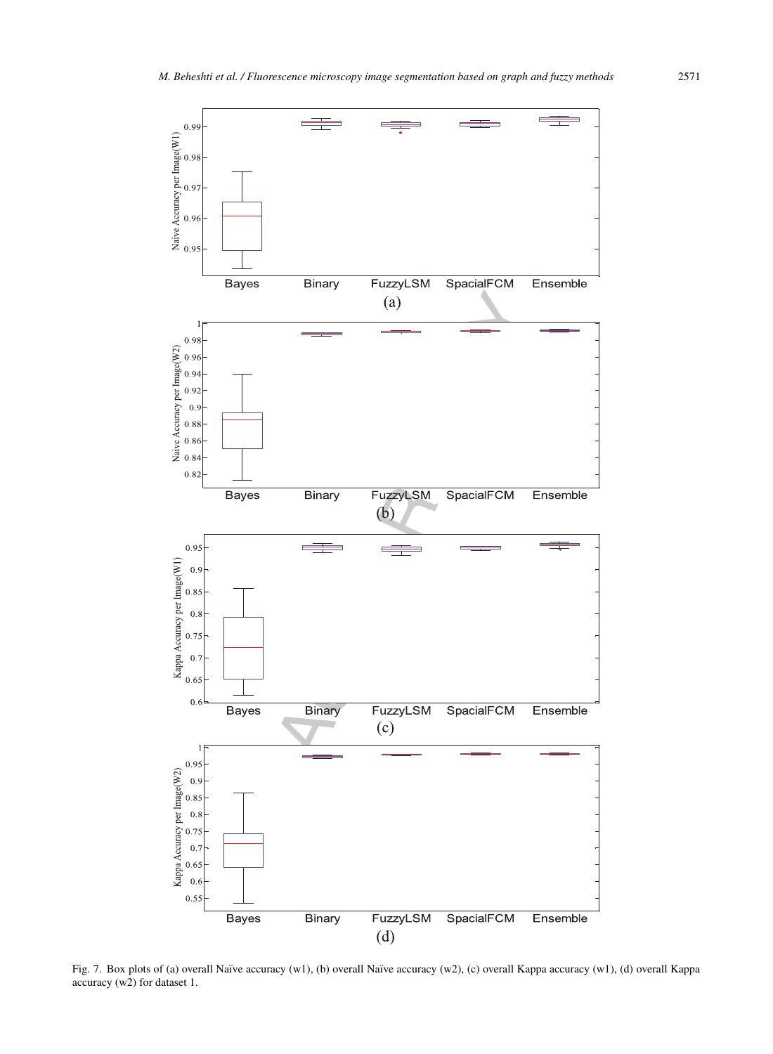Fig. 7. Box plots of (a) overall Naïve accuracy (w1), (b) overall Naïve accuracy (w2), (c) overall Kappa accuracy (w1), (d) overall Kappa accuracy (w2) for dataset 1.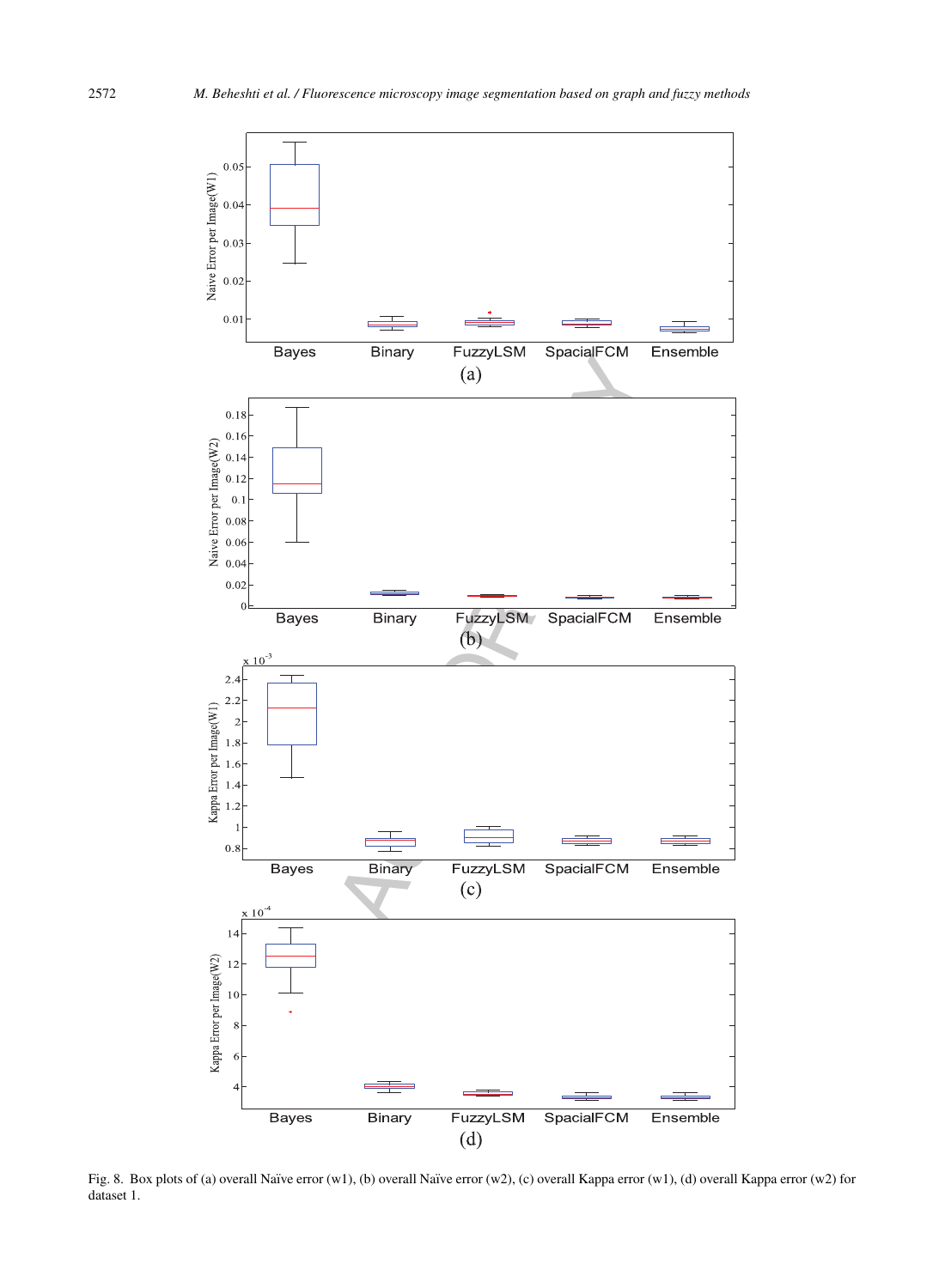Fig. 8. Box plots of (a) overall Naïve error (w1), (b) overall Naïve error (w2), (c) overall Kappa error (w1), (d) overall Kappa error (w2) for dataset 1.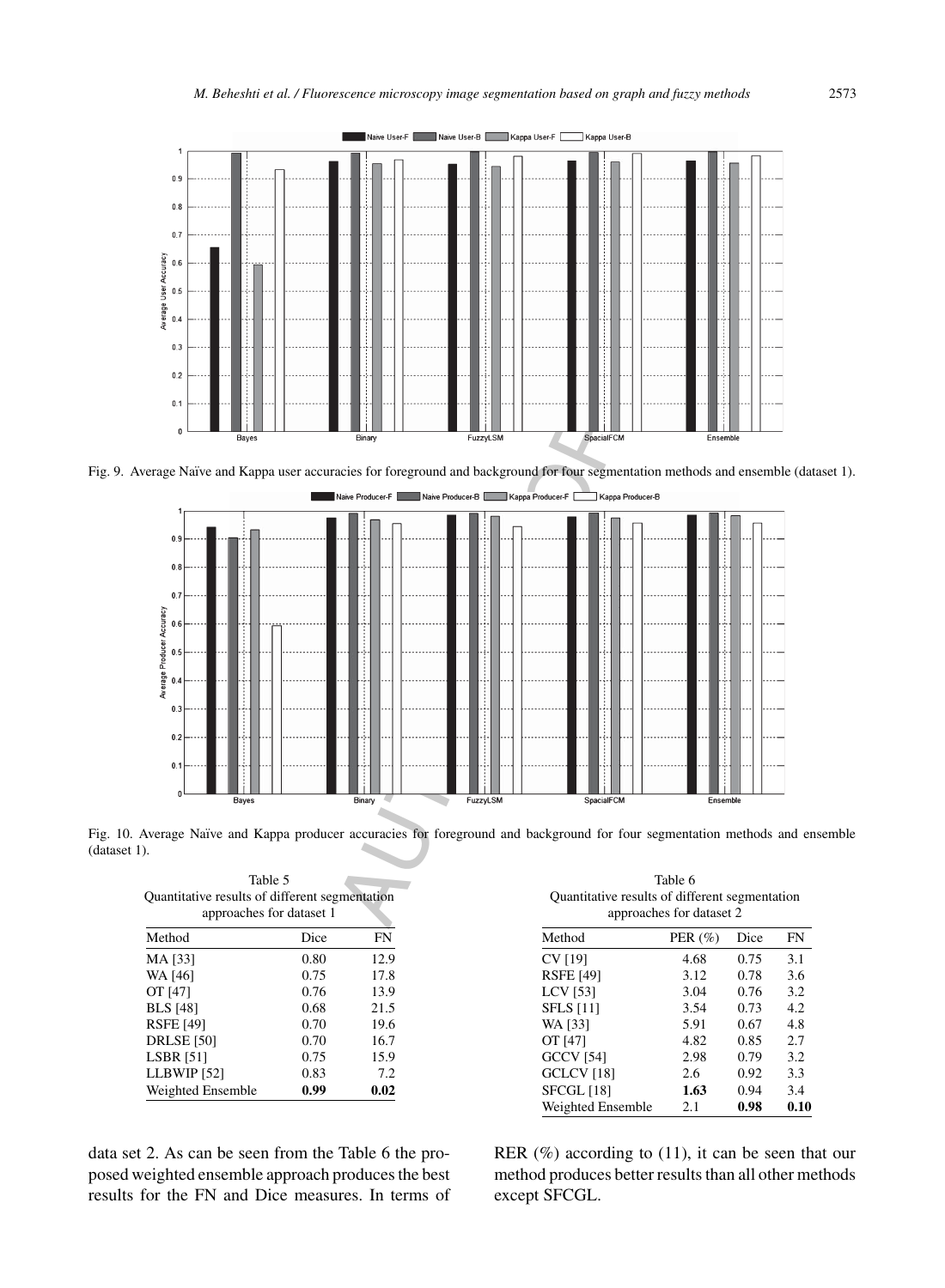Fig. 9. Average Naïve and Kappa user accuracies for foreground and background for four segmentation methods and ensemble (dataset 1).

Fig. 10. Average Naïve and Kappa producer accuracies for foreground and background for four segmentation methods and ensemble (dataset 1).

Table 5
Quantitative results of different segmentation approaches for dataset 1

| Method | Dice | FN |
|---|---|---|
| MA [33] | 0.80 | 12.9 |
| WA [46] | 0.75 | 17.8 |
| OT [47] | 0.76 | 13.9 |
| BLS [48] | 0.68 | 21.5 |
| RSFE [49] | 0.70 | 19.6 |
| DRLSE [50] | 0.70 | 16.7 |
| LSBR [51] | 0.75 | 15.9 |
| LLBWIP [52] | 0.83 | 7.2 |
| Weighted Ensemble | **0.99** | **0.02** |

Table 6
Quantitative results of different segmentation approaches for dataset 2

| Method | PER (%) | Dice | FN |
|---|---|---|---|
| CV [19] | 4.68 | 0.75 | 3.1 |
| RSFE [49] | 3.12 | 0.78 | 3.6 |
| LCV [53] | 3.04 | 0.76 | 3.2 |
| SFLS [11] | 3.54 | 0.73 | 4.2 |
| WA [33] | 5.91 | 0.67 | 4.8 |
| OT [47] | 4.82 | 0.85 | 2.7 |
| GCCV [54] | 2.98 | 0.79 | 3.2 |
| GCLCV [18] | 2.6 | 0.92 | 3.3 |
| SFCGL [18] | **1.63** | 0.94 | 3.4 |
| Weighted Ensemble | 2.1 | **0.98** | **0.10** |

data set 2. As can be seen from the Table 6 the proposed weighted ensemble approach produces the best results for the FN and Dice measures. In terms of RER (%) according to (11), it can be seen that our method produces better results than all other methods except SFCGL.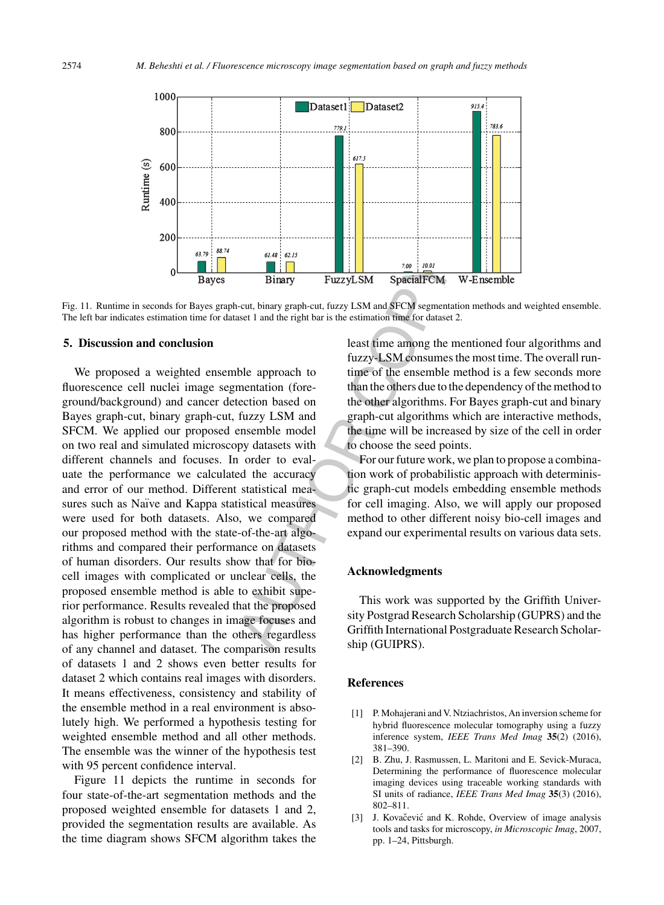1000
800
600
400
200
0
Runtime (s)
Dataset1 Dataset2
63.79 88.74
61.48 62.15
779.1 617.5
7.00 10.01
915.4 783.6
Bayes Binary FuzzyLSM SpacialFCM W-Ensemble

Fig. 11. Runtime in seconds for Bayes graph-cut, binary graph-cut, fuzzy LSM and SFCM segmentation methods and weighted ensemble. The left bar indicates estimation time for dataset 1 and the right bar is the estimation time for dataset 2.

## 5. Discussion and conclusion

We proposed a weighted ensemble approach to fluorescence cell nuclei image segmentation (foreground/background) and cancer detection based on Bayes graph-cut, binary graph-cut, fuzzy LSM and SFCM. We applied our proposed ensemble model on two real and simulated microscopy datasets with different channels and focuses. In order to evaluate the performance we calculated the accuracy and error of our method. Different statistical measures such as Naïve and Kappa statistical measures were used for both datasets. Also, we compared our proposed method with the state-of-the-art algorithms and compared their performance on datasets of human disorders. Our results show that for bio-cell images with complicated or unclear cells, the proposed ensemble method is able to exhibit superior performance. Results revealed that the proposed algorithm is robust to changes in image focuses and has higher performance than the others regardless of any channel and dataset. The comparison results of datasets 1 and 2 shows even better results for dataset 2 which contains real images with disorders. It means effectiveness, consistency and stability of the ensemble method in a real environment is absolutely high. We performed a hypothesis testing for weighted ensemble method and all other methods. The ensemble was the winner of the hypothesis test with 95 percent confidence interval.

Figure 11 depicts the runtime in seconds for four state-of-the-art segmentation methods and the proposed weighted ensemble for datasets 1 and 2, provided the segmentation results are available. As the time diagram shows SFCM algorithm takes the least time among the mentioned four algorithms and fuzzy-LSM consumes the most time. The overall runtime of the ensemble method is a few seconds more than the others due to the dependency of the method to the other algorithms. For Bayes graph-cut and binary graph-cut algorithms which are interactive methods, the time will be increased by size of the cell in order to choose the seed points.

For our future work, we plan to propose a combination work of probabilistic approach with deterministic graph-cut models embedding ensemble methods for cell imaging. Also, we will apply our proposed method to other different noisy bio-cell images and expand our experimental results on various data sets.

## Acknowledgments

This work was supported by the Griffith University Postgrad Research Scholarship (GUPRS) and the Griffith International Postgraduate Research Scholarship (GUIPRS).

## References

[1] P. Mohajerani and V. Ntziachristos, An inversion scheme for hybrid fluorescence molecular tomography using a fuzzy inference system, *IEEE Trans Med Imag* **35**(2) (2016), 381–390.

[2] B. Zhu, J. Rasmussen, L. Maritoni and E. Sevick-Muraca, Determining the performance of fluorescence molecular imaging devices using traceable working standards with SI units of radiance, *IEEE Trans Med Imag* **35**(3) (2016), 802–811.

[3] J. Kovačević and K. Rohde, Overview of image analysis tools and tasks for microscopy, *in Microscopic Imag*, 2007, pp. 1–24, Pittsburgh.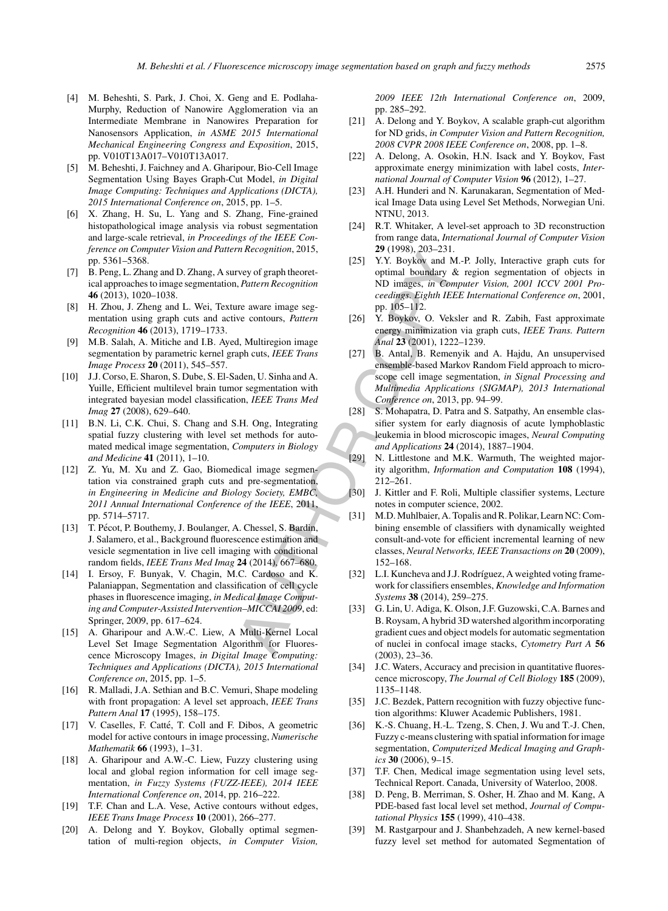[4] M. Beheshti, S. Park, J. Choi, X. Geng and E. Podlaha-Murphy, Reduction of Nanowire Agglomeration via an Intermediate Membrane in Nanowires Preparation for Nanosensors Application, *in ASME 2015 International Mechanical Engineering Congress and Exposition*, 2015, pp. V010T13A017–V010T13A017.

[5] M. Beheshti, J. Faichney and A. Gharipour, Bio-Cell Image Segmentation Using Bayes Graph-Cut Model, *in Digital Image Computing: Techniques and Applications (DICTA), 2015 International Conference on*, 2015, pp. 1–5.

[6] X. Zhang, H. Su, L. Yang and S. Zhang, Fine-grained histopathological image analysis via robust segmentation and large-scale retrieval, *in Proceedings of the IEEE Conference on Computer Vision and Pattern Recognition*, 2015, pp. 5361–5368.

[7] B. Peng, L. Zhang and D. Zhang, A survey of graph theoretical approaches to image segmentation, *Pattern Recognition* **46** (2013), 1020–1038.

[8] H. Zhou, J. Zheng and L. Wei, Texture aware image segmentation using graph cuts and active contours, *Pattern Recognition* **46** (2013), 1719–1733.

[9] M.B. Salah, A. Mitiche and I.B. Ayed, Multiregion image segmentation by parametric kernel graph cuts, *IEEE Trans Image Process* **20** (2011), 545–557.

[10] J.J. Corso, E. Sharon, S. Dube, S. El-Saden, U. Sinha and A. Yuille, Efficient multilevel brain tumor segmentation with integrated bayesian model classification, *IEEE Trans Med Imag* **27** (2008), 629–640.

[11] B.N. Li, C.K. Chui, S. Chang and S.H. Ong, Integrating spatial fuzzy clustering with level set methods for automated medical image segmentation, *Computers in Biology and Medicine* **41** (2011), 1–10.

[12] Z. Yu, M. Xu and Z. Gao, Biomedical image segmentation via constrained graph cuts and pre-segmentation, *in Engineering in Medicine and Biology Society, EMBC, 2011 Annual International Conference of the IEEE*, 2011, pp. 5714–5717.

[13] T. Pécot, P. Bouthemy, J. Boulanger, A. Chessel, S. Bardin, J. Salamero, et al., Background fluorescence estimation and vesicle segmentation in live cell imaging with conditional random fields, *IEEE Trans Med Imag* **24** (2014), 667–680.

[14] I. Ersoy, F. Bunyak, V. Chagin, M.C. Cardoso and K. Palaniappan, Segmentation and classification of cell cycle phases in fluorescence imaging, *in Medical Image Computing and Computer-Assisted Intervention–MICCAI 2009*, ed: Springer, 2009, pp. 617–624.

[15] A. Gharipour and A.W.-C. Liew, A Multi-Kernel Local Level Set Image Segmentation Algorithm for Fluorescence Microscopy Images, *in Digital Image Computing: Techniques and Applications (DICTA), 2015 International Conference on*, 2015, pp. 1–5.

[16] R. Malladi, J.A. Sethian and B.C. Vemuri, Shape modeling with front propagation: A level set approach, *IEEE Trans Pattern Anal* **17** (1995), 158–175.

[17] V. Caselles, F. Catté, T. Coll and F. Dibos, A geometric model for active contours in image processing, *Numerische Mathematik* **66** (1993), 1–31.

[18] A. Gharipour and A.W.-C. Liew, Fuzzy clustering using local and global region information for cell image segmentation, *in Fuzzy Systems (FUZZ-IEEE), 2014 IEEE International Conference on*, 2014, pp. 216–222.

[19] T.F. Chan and L.A. Vese, Active contours without edges, *IEEE Trans Image Process* **10** (2001), 266–277.

[20] A. Delong and Y. Boykov, Globally optimal segmentation of multi-region objects, *in Computer Vision, 2009 IEEE 12th International Conference on*, 2009, pp. 285–292.

[21] A. Delong and Y. Boykov, A scalable graph-cut algorithm for ND grids, *in Computer Vision and Pattern Recognition, 2008 CVPR 2008 IEEE Conference on*, 2008, pp. 1–8.

[22] A. Delong, A. Osokin, H.N. Isack and Y. Boykov, Fast approximate energy minimization with label costs, *International Journal of Computer Vision* **96** (2012), 1–27.

[23] A.H. Hunderi and N. Karunakaran, Segmentation of Medical Image Data using Level Set Methods, Norwegian Uni. NTNU, 2013.

[24] R.T. Whitaker, A level-set approach to 3D reconstruction from range data, *International Journal of Computer Vision* **29** (1998), 203–231.

[25] Y.Y. Boykov and M.-P. Jolly, Interactive graph cuts for optimal boundary & region segmentation of objects in ND images, *in Computer Vision, 2001 ICCV 2001 Proceedings. Eighth IEEE International Conference on*, 2001, pp. 105–112.

[26] Y. Boykov, O. Veksler and R. Zabih, Fast approximate energy minimization via graph cuts, *IEEE Trans. Pattern Anal* **23** (2001), 1222–1239.

[27] B. Antal, B. Remenyik and A. Hajdu, An unsupervised ensemble-based Markov Random Field approach to microscope cell image segmentation, *in Signal Processing and Multimedia Applications (SIGMAP), 2013 International Conference on*, 2013, pp. 94–99.

[28] S. Mohapatra, D. Patra and S. Satpathy, An ensemble classifier system for early diagnosis of acute lymphoblastic leukemia in blood microscopic images, *Neural Computing and Applications* **24** (2014), 1887–1904.

[29] N. Littlestone and M.K. Warmuth, The weighted majority algorithm, *Information and Computation* **108** (1994), 212–261.

[30] J. Kittler and F. Roli, Multiple classifier systems, Lecture notes in computer science, 2002.

[31] M.D. Muhlbaier, A. Topalis and R. Polikar, Learn NC: Combining ensemble of classifiers with dynamically weighted consult-and-vote for efficient incremental learning of new classes, *Neural Networks, IEEE Transactions on* **20** (2009), 152–168.

[32] L.I. Kuncheva and J.J. Rodríguez, A weighted voting framework for classifiers ensembles, *Knowledge and Information Systems* **38** (2014), 259–275.

[33] G. Lin, U. Adiga, K. Olson, J.F. Guzowski, C.A. Barnes and B. Roysam, A hybrid 3D watershed algorithm incorporating gradient cues and object models for automatic segmentation of nuclei in confocal image stacks, *Cytometry Part A* **56** (2003), 23–36.

[34] J.C. Waters, Accuracy and precision in quantitative fluorescence microscopy, *The Journal of Cell Biology* **185** (2009), 1135–1148.

[35] J.C. Bezdek, Pattern recognition with fuzzy objective function algorithms: Kluwer Academic Publishers, 1981.

[36] K.-S. Chuang, H.-L. Tzeng, S. Chen, J. Wu and T.-J. Chen, Fuzzy c-means clustering with spatial information for image segmentation, *Computerized Medical Imaging and Graphics* **30** (2006), 9–15.

[37] T.F. Chen, Medical image segmentation using level sets, Technical Report. Canada, University of Waterloo, 2008.

[38] D. Peng, B. Merriman, S. Osher, H. Zhao and M. Kang, A PDE-based fast local level set method, *Journal of Computational Physics* **155** (1999), 410–438.

[39] M. Rastgarpour and J. Shanbehzadeh, A new kernel-based fuzzy level set method for automated Segmentation of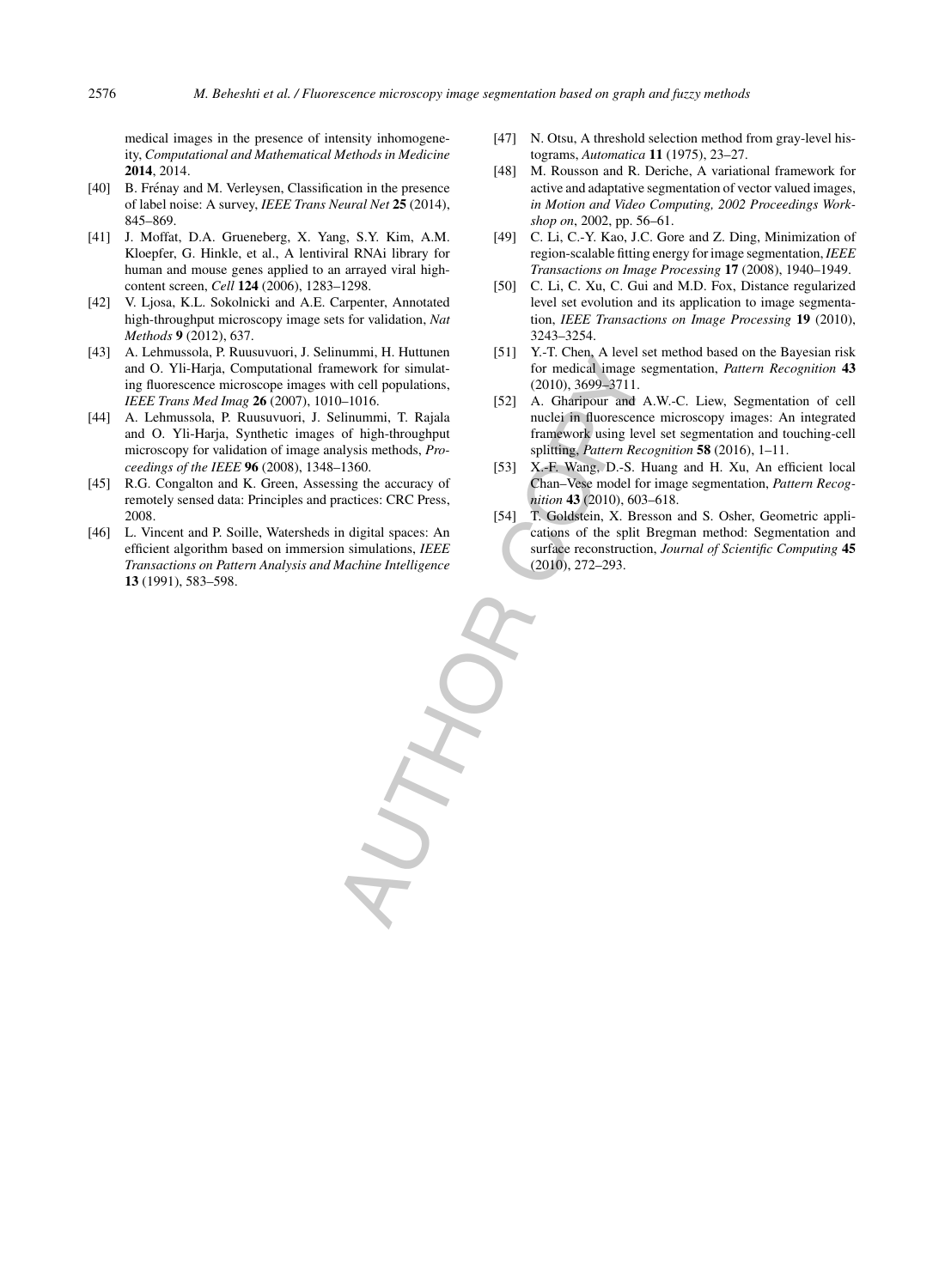medical images in the presence of intensity inhomogeneity, *Computational and Mathematical Methods in Medicine* **2014**, 2014.

[40] B. Frénay and M. Verleysen, Classification in the presence of label noise: A survey, *IEEE Trans Neural Net* **25** (2014), 845–869.

[41] J. Moffat, D.A. Grueneberg, X. Yang, S.Y. Kim, A.M. Kloepfer, G. Hinkle, et al., A lentiviral RNAi library for human and mouse genes applied to an arrayed viral high-content screen, *Cell* **124** (2006), 1283–1298.

[42] V. Ljosa, K.L. Sokolnicki and A.E. Carpenter, Annotated high-throughput microscopy image sets for validation, *Nat Methods* **9** (2012), 637.

[43] A. Lehmussola, P. Ruusuvuori, J. Selinummi, H. Huttunen and O. Yli-Harja, Computational framework for simulating fluorescence microscope images with cell populations, *IEEE Trans Med Imag* **26** (2007), 1010–1016.

[44] A. Lehmussola, P. Ruusuvuori, J. Selinummi, T. Rajala and O. Yli-Harja, Synthetic images of high-throughput microscopy for validation of image analysis methods, *Proceedings of the IEEE* **96** (2008), 1348–1360.

[45] R.G. Congalton and K. Green, Assessing the accuracy of remotely sensed data: Principles and practices: CRC Press, 2008.

[46] L. Vincent and P. Soille, Watersheds in digital spaces: An efficient algorithm based on immersion simulations, *IEEE Transactions on Pattern Analysis and Machine Intelligence* **13** (1991), 583–598.

[47] N. Otsu, A threshold selection method from gray-level histograms, *Automatica* **11** (1975), 23–27.

[48] M. Rousson and R. Deriche, A variational framework for active and adaptative segmentation of vector valued images, *in Motion and Video Computing, 2002 Proceedings Workshop on*, 2002, pp. 56–61.

[49] C. Li, C.-Y. Kao, J.C. Gore and Z. Ding, Minimization of region-scalable fitting energy for image segmentation, *IEEE Transactions on Image Processing* **17** (2008), 1940–1949.

[50] C. Li, C. Xu, C. Gui and M.D. Fox, Distance regularized level set evolution and its application to image segmentation, *IEEE Transactions on Image Processing* **19** (2010), 3243–3254.

[51] Y.-T. Chen, A level set method based on the Bayesian risk for medical image segmentation, *Pattern Recognition* **43** (2010), 3699–3711.

[52] A. Gharipour and A.W.-C. Liew, Segmentation of cell nuclei in fluorescence microscopy images: An integrated framework using level set segmentation and touching-cell splitting, *Pattern Recognition* **58** (2016), 1–11.

[53] X.-F. Wang, D.-S. Huang and H. Xu, An efficient local Chan–Vese model for image segmentation, *Pattern Recognition* **43** (2010), 603–618.

[54] T. Goldstein, X. Bresson and S. Osher, Geometric applications of the split Bregman method: Segmentation and surface reconstruction, *Journal of Scientific Computing* **45** (2010), 272–293.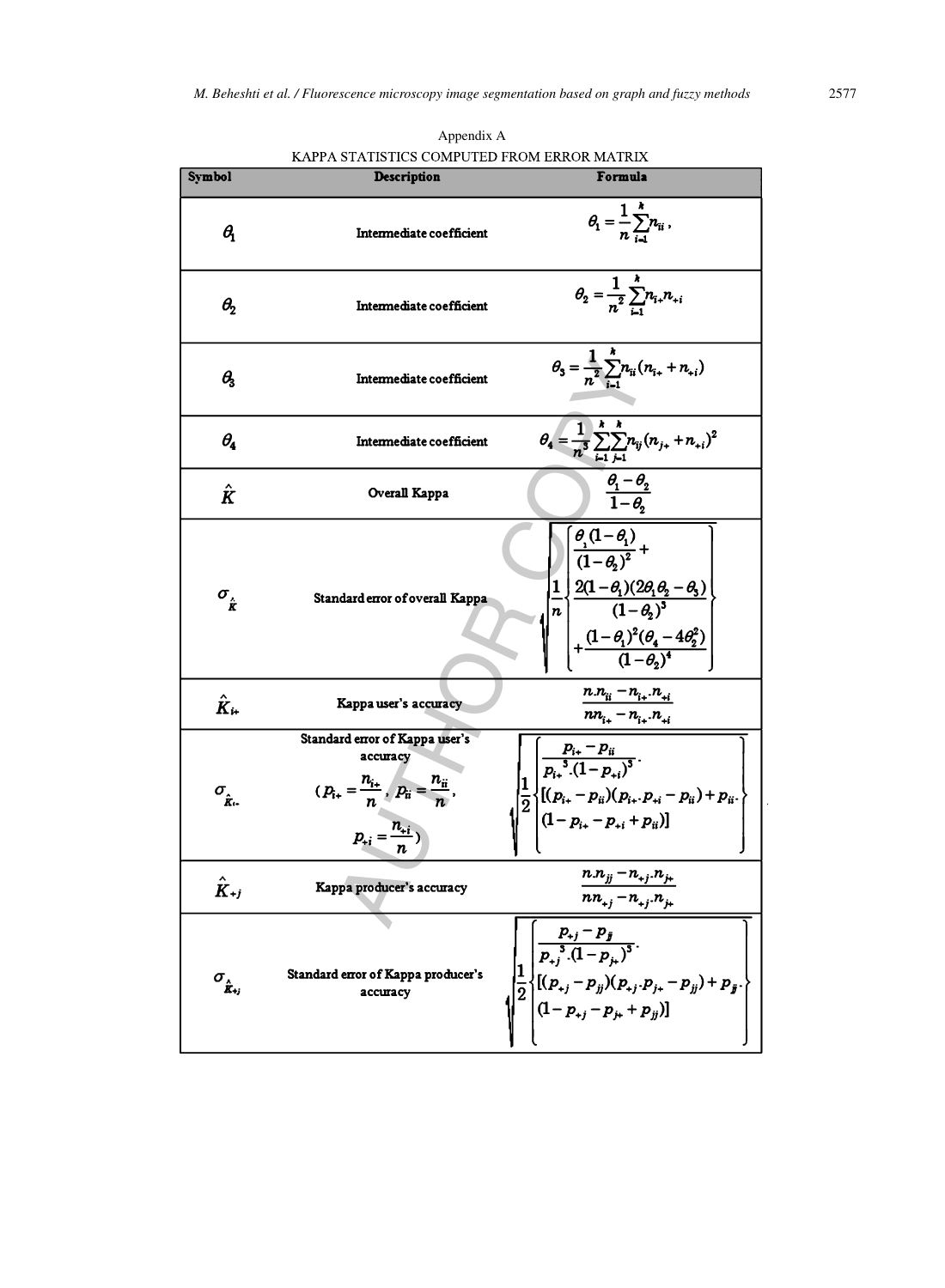Appendix A

KAPPA STATISTICS COMPUTED FROM ERROR MATRIX

| Symbol | Description | Formula |
|---|---|---|
| $\theta_1$ | Intermediate coefficient | $\theta_1 = \frac{1}{n}\sum_{i=1}^{k} n_{ii}$ , |
| $\theta_2$ | Intermediate coefficient | $\theta_2 = \frac{1}{n^2}\sum_{i=1}^{k} n_{i+} n_{+i}$ |
| $\theta_3$ | Intermediate coefficient | $\theta_3 = \frac{1}{n^2}\sum_{i=1}^{k} n_{ii}(n_{i+} + n_{+i})$ |
| $\theta_4$ | Intermediate coefficient | $\theta_4 = \frac{1}{n^3}\sum_{i=1}^{k}\sum_{j=1}^{k} n_{ij}(n_{j+} + n_{+i})^2$ |
| $\hat{K}$ | Overall Kappa | $\frac{\theta_1 - \theta_2}{1-\theta_2}$ |
| $\sigma_{\hat{K}}$ | Standard error of overall Kappa | $\sqrt{\frac{1}{n}\left\{\frac{\theta_1(1-\theta_1)}{(1-\theta_2)^2} + \frac{2(1-\theta_1)(2\theta_1\theta_2 - \theta_3)}{(1-\theta_2)^3} + \frac{(1-\theta_1)^2(\theta_4 - 4\theta_2^2)}{(1-\theta_2)^4}\right\}}$ |
| $\hat{K}_{i+}$ | Kappa user's accuracy | $\frac{n.n_{ii} - n_{i+}.n_{+i}}{nn_{i+} - n_{i+}.n_{+i}}$ |
| $\sigma_{\hat{K}_{i+}}$ | Standard error of Kappa user's accuracy ($p_{i+} = \frac{n_{i+}}{n}$ , $p_{ii} = \frac{n_{ii}}{n}$ , $p_{+i} = \frac{n_{+i}}{n}$ ) | $\sqrt{\frac{1}{2}\left\{\frac{p_{i+} - p_{ii}}{p_{i+}^3.(1-p_{+i})^3}.[(p_{i+} - p_{ii})(p_{i+}.p_{+i} - p_{ii}) + p_{ii}.(1 - p_{i+} - p_{+i} + p_{ii})]\right\}}$ |
| $\hat{K}_{+j}$ | Kappa producer's accuracy | $\frac{n.n_{jj} - n_{+j}.n_{j+}}{nn_{+j} - n_{+j}.n_{j+}}$ |
| $\sigma_{\hat{K}_{+j}}$ | Standard error of Kappa producer's accuracy | $\sqrt{\frac{1}{2}\left\{\frac{p_{+j} - p_{jj}}{p_{+j}^3.(1-p_{j+})^3}.[(p_{+j} - p_{jj})(p_{+j}.p_{j+} - p_{jj}) + p_{jj}.(1 - p_{+j} - p_{j+} + p_{jj})]\right\}}$ |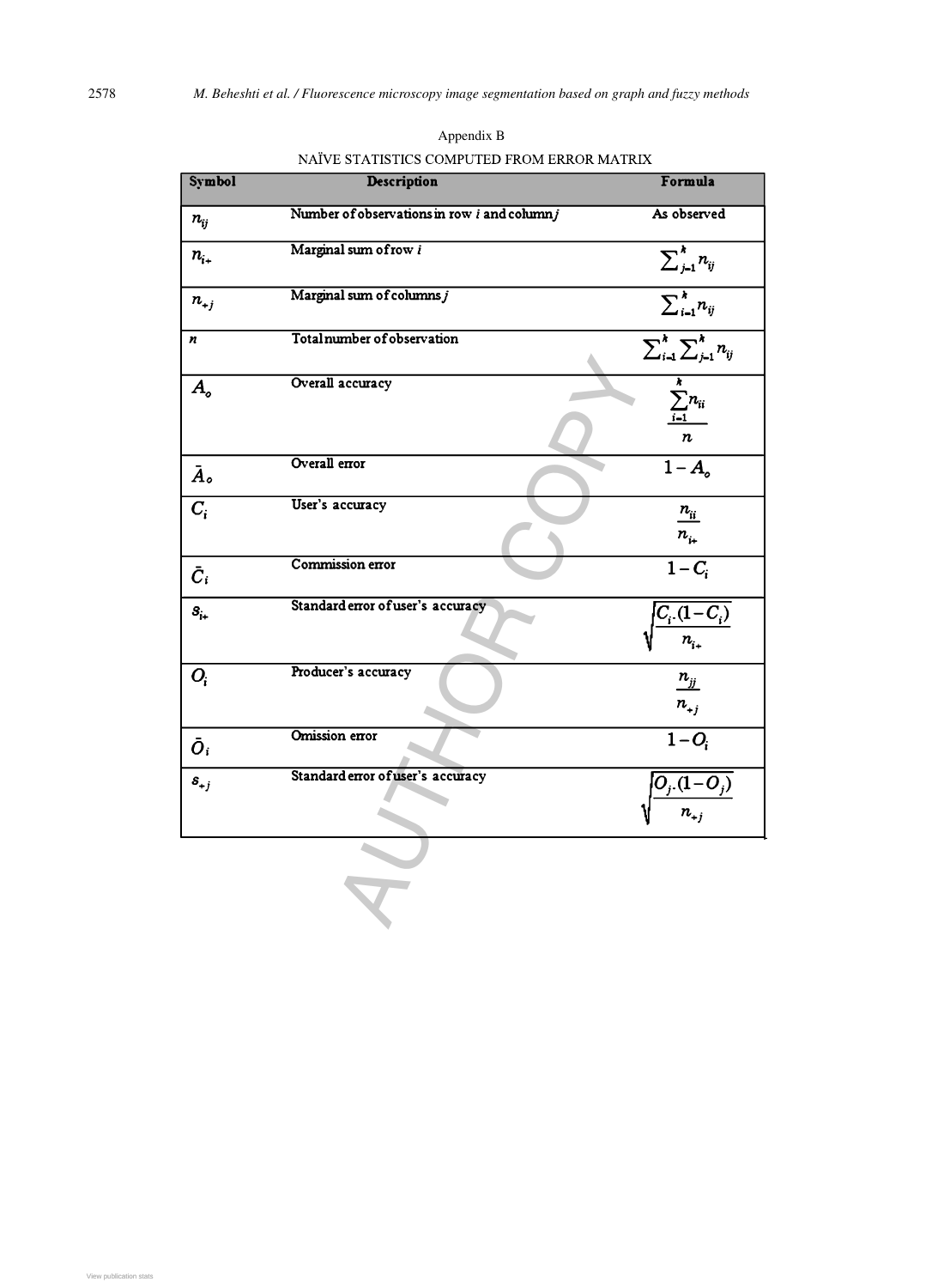Appendix B

NAÏVE STATISTICS COMPUTED FROM ERROR MATRIX

| Symbol | Description | Formula |
|---|---|---|
| $n_{ij}$ | Number of observations in row *i* and column *j* | As observed |
| $n_{i+}$ | Marginal sum of row *i* | $\sum_{j=1}^{k} n_{ij}$ |
| $n_{+j}$ | Marginal sum of columns *j* | $\sum_{i=1}^{k} n_{ij}$ |
| $n$ | Total number of observation | $\sum_{i=1}^{k}\sum_{j=1}^{k} n_{ij}$ |
| $A_o$ | Overall accuracy | $\frac{\sum_{i=1}^{k} n_{ii}}{n}$ |
| $\bar{A}_o$ | Overall error | $1 - A_o$ |
| $C_i$ | User's accuracy | $\frac{n_{ii}}{n_{i+}}$ |
| $\bar{C}_i$ | Commission error | $1 - C_i$ |
| $s_{i+}$ | Standard error of user's accuracy | $\sqrt{\frac{C_i.(1-C_i)}{n_{i+}}}$ |
| $O_i$ | Producer's accuracy | $\frac{n_{jj}}{n_{+j}}$ |
| $\bar{O}_i$ | Omission error | $1 - O_i$ |
| $s_{+j}$ | Standard error of user's accuracy | $\sqrt{\frac{O_j.(1-O_j)}{n_{+j}}}$ |